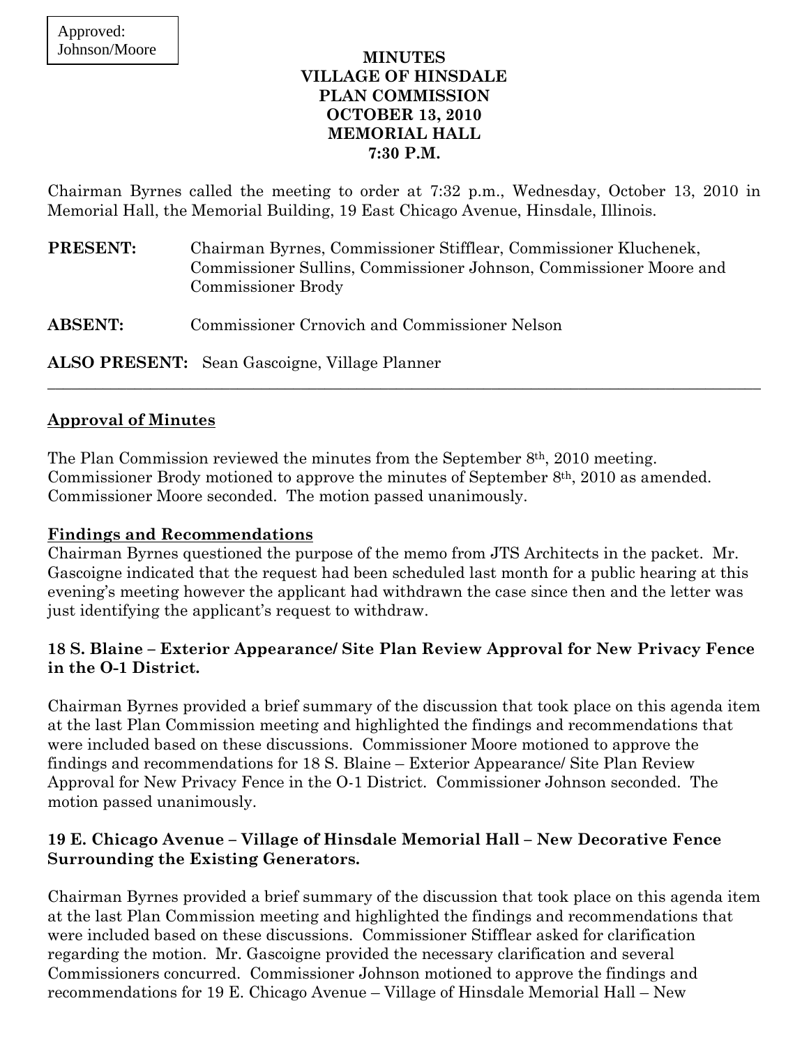Approved:
Johnson/Moore

# MINUTES
# VILLAGE OF HINSDALE
# PLAN COMMISSION
# OCTOBER 13, 2010
# MEMORIAL HALL
# 7:30 P.M.

Chairman Byrnes called the meeting to order at 7:32 p.m., Wednesday, October 13, 2010 in Memorial Hall, the Memorial Building, 19 East Chicago Avenue, Hinsdale, Illinois.

**PRESENT:** Chairman Byrnes, Commissioner Stifflear, Commissioner Kluchenek, Commissioner Sullins, Commissioner Johnson, Commissioner Moore and Commissioner Brody

**ABSENT:** Commissioner Crnovich and Commissioner Nelson

**ALSO PRESENT:** Sean Gascoigne, Village Planner

---

## Approval of Minutes

The Plan Commission reviewed the minutes from the September 8th, 2010 meeting. Commissioner Brody motioned to approve the minutes of September 8th, 2010 as amended. Commissioner Moore seconded. The motion passed unanimously.

## Findings and Recommendations

Chairman Byrnes questioned the purpose of the memo from JTS Architects in the packet. Mr. Gascoigne indicated that the request had been scheduled last month for a public hearing at this evening's meeting however the applicant had withdrawn the case since then and the letter was just identifying the applicant's request to withdraw.

### 18 S. Blaine – Exterior Appearance/ Site Plan Review Approval for New Privacy Fence in the O-1 District.

Chairman Byrnes provided a brief summary of the discussion that took place on this agenda item at the last Plan Commission meeting and highlighted the findings and recommendations that were included based on these discussions. Commissioner Moore motioned to approve the findings and recommendations for 18 S. Blaine – Exterior Appearance/ Site Plan Review Approval for New Privacy Fence in the O-1 District. Commissioner Johnson seconded. The motion passed unanimously.

### 19 E. Chicago Avenue – Village of Hinsdale Memorial Hall – New Decorative Fence Surrounding the Existing Generators.

Chairman Byrnes provided a brief summary of the discussion that took place on this agenda item at the last Plan Commission meeting and highlighted the findings and recommendations that were included based on these discussions. Commissioner Stifflear asked for clarification regarding the motion. Mr. Gascoigne provided the necessary clarification and several Commissioners concurred. Commissioner Johnson motioned to approve the findings and recommendations for 19 E. Chicago Avenue – Village of Hinsdale Memorial Hall – New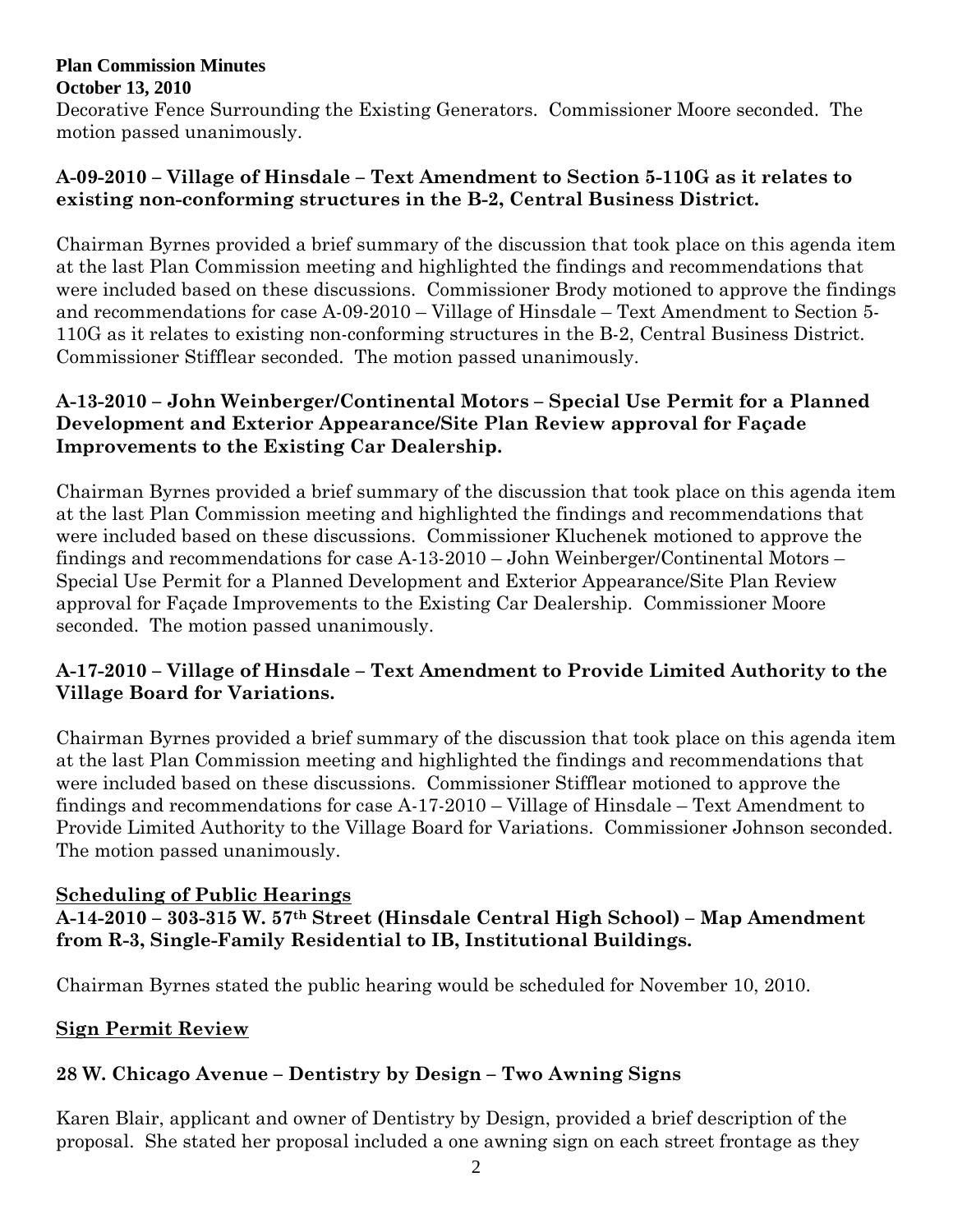Decorative Fence Surrounding the Existing Generators. Commissioner Moore seconded. The motion passed unanimously.

**A-09-2010 – Village of Hinsdale – Text Amendment to Section 5-110G as it relates to existing non-conforming structures in the B-2, Central Business District.**

Chairman Byrnes provided a brief summary of the discussion that took place on this agenda item at the last Plan Commission meeting and highlighted the findings and recommendations that were included based on these discussions. Commissioner Brody motioned to approve the findings and recommendations for case A-09-2010 – Village of Hinsdale – Text Amendment to Section 5-110G as it relates to existing non-conforming structures in the B-2, Central Business District. Commissioner Stifflear seconded. The motion passed unanimously.

**A-13-2010 – John Weinberger/Continental Motors – Special Use Permit for a Planned Development and Exterior Appearance/Site Plan Review approval for Façade Improvements to the Existing Car Dealership.**

Chairman Byrnes provided a brief summary of the discussion that took place on this agenda item at the last Plan Commission meeting and highlighted the findings and recommendations that were included based on these discussions. Commissioner Kluchenek motioned to approve the findings and recommendations for case A-13-2010 – John Weinberger/Continental Motors – Special Use Permit for a Planned Development and Exterior Appearance/Site Plan Review approval for Façade Improvements to the Existing Car Dealership. Commissioner Moore seconded. The motion passed unanimously.

**A-17-2010 – Village of Hinsdale – Text Amendment to Provide Limited Authority to the Village Board for Variations.**

Chairman Byrnes provided a brief summary of the discussion that took place on this agenda item at the last Plan Commission meeting and highlighted the findings and recommendations that were included based on these discussions. Commissioner Stifflear motioned to approve the findings and recommendations for case A-17-2010 – Village of Hinsdale – Text Amendment to Provide Limited Authority to the Village Board for Variations. Commissioner Johnson seconded. The motion passed unanimously.

## Scheduling of Public Hearings

**A-14-2010 – 303-315 W. 57th Street (Hinsdale Central High School) – Map Amendment from R-3, Single-Family Residential to IB, Institutional Buildings.**

Chairman Byrnes stated the public hearing would be scheduled for November 10, 2010.

## Sign Permit Review

**28 W. Chicago Avenue – Dentistry by Design – Two Awning Signs**

Karen Blair, applicant and owner of Dentistry by Design, provided a brief description of the proposal. She stated her proposal included a one awning sign on each street frontage as they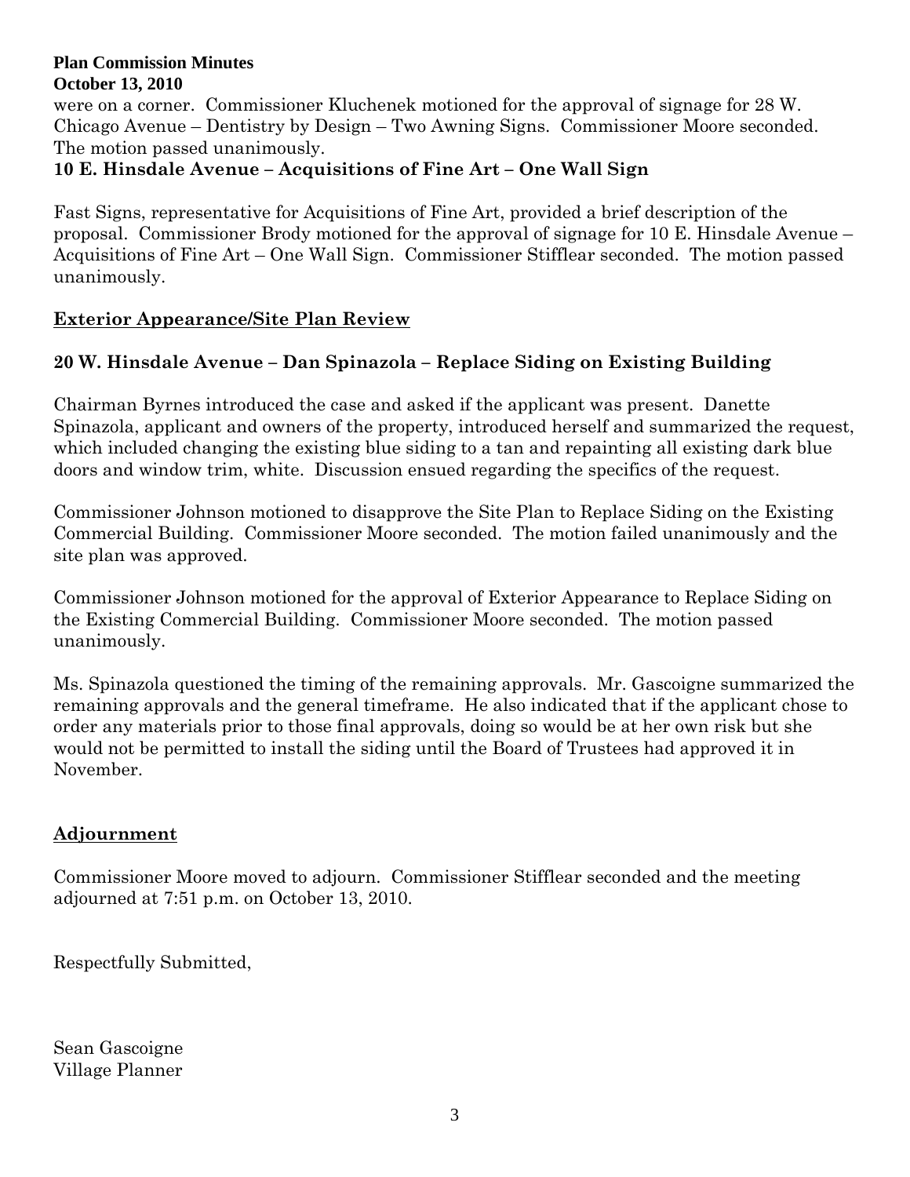were on a corner. Commissioner Kluchenek motioned for the approval of signage for 28 W. Chicago Avenue – Dentistry by Design – Two Awning Signs. Commissioner Moore seconded. The motion passed unanimously.

**10 E. Hinsdale Avenue – Acquisitions of Fine Art – One Wall Sign**

Fast Signs, representative for Acquisitions of Fine Art, provided a brief description of the proposal. Commissioner Brody motioned for the approval of signage for 10 E. Hinsdale Avenue – Acquisitions of Fine Art – One Wall Sign. Commissioner Stifflear seconded. The motion passed unanimously.

## Exterior Appearance/Site Plan Review

**20 W. Hinsdale Avenue – Dan Spinazola – Replace Siding on Existing Building**

Chairman Byrnes introduced the case and asked if the applicant was present. Danette Spinazola, applicant and owners of the property, introduced herself and summarized the request, which included changing the existing blue siding to a tan and repainting all existing dark blue doors and window trim, white. Discussion ensued regarding the specifics of the request.

Commissioner Johnson motioned to disapprove the Site Plan to Replace Siding on the Existing Commercial Building. Commissioner Moore seconded. The motion failed unanimously and the site plan was approved.

Commissioner Johnson motioned for the approval of Exterior Appearance to Replace Siding on the Existing Commercial Building. Commissioner Moore seconded. The motion passed unanimously.

Ms. Spinazola questioned the timing of the remaining approvals. Mr. Gascoigne summarized the remaining approvals and the general timeframe. He also indicated that if the applicant chose to order any materials prior to those final approvals, doing so would be at her own risk but she would not be permitted to install the siding until the Board of Trustees had approved it in November.

## Adjournment

Commissioner Moore moved to adjourn. Commissioner Stifflear seconded and the meeting adjourned at 7:51 p.m. on October 13, 2010.

Respectfully Submitted,

Sean Gascoigne
Village Planner